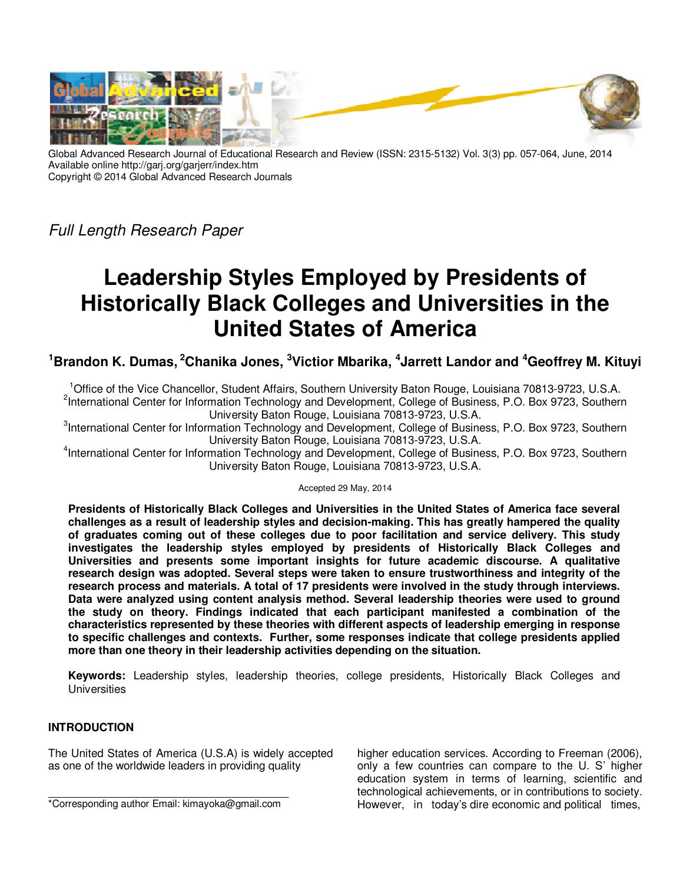Global Advanced Research Journal of Educational Research and Review (ISSN: 2315-5132) Vol. 3(3) pp. 057-064, June, 2014
Available online http://garj.org/garjerr/index.htm
Copyright © 2014 Global Advanced Research Journals

*Full Length Research Paper*

# Leadership Styles Employed by Presidents of Historically Black Colleges and Universities in the United States of America

**[1]Brandon K. Dumas, [2]Chanika Jones, [3]Victior Mbarika, [4]Jarrett Landor and [4]Geoffrey M. Kituyi**

[1]Office of the Vice Chancellor, Student Affairs, Southern University Baton Rouge, Louisiana 70813-9723, U.S.A.
[2]International Center for Information Technology and Development, College of Business, P.O. Box 9723, Southern University Baton Rouge, Louisiana 70813-9723, U.S.A.
[3]International Center for Information Technology and Development, College of Business, P.O. Box 9723, Southern University Baton Rouge, Louisiana 70813-9723, U.S.A.
[4]International Center for Information Technology and Development, College of Business, P.O. Box 9723, Southern University Baton Rouge, Louisiana 70813-9723, U.S.A.

Accepted 29 May, 2014

**Presidents of Historically Black Colleges and Universities in the United States of America face several challenges as a result of leadership styles and decision-making. This has greatly hampered the quality of graduates coming out of these colleges due to poor facilitation and service delivery. This study investigates the leadership styles employed by presidents of Historically Black Colleges and Universities and presents some important insights for future academic discourse. A qualitative research design was adopted. Several steps were taken to ensure trustworthiness and integrity of the research process and materials. A total of 17 presidents were involved in the study through interviews. Data were analyzed using content analysis method. Several leadership theories were used to ground the study on theory. Findings indicated that each participant manifested a combination of the characteristics represented by these theories with different aspects of leadership emerging in response to specific challenges and contexts. Further, some responses indicate that college presidents applied more than one theory in their leadership activities depending on the situation.**

**Keywords:** Leadership styles, leadership theories, college presidents, Historically Black Colleges and Universities

## INTRODUCTION

The United States of America (U.S.A) is widely accepted as one of the worldwide leaders in providing quality higher education services. According to Freeman (2006), only a few countries can compare to the U. S' higher education system in terms of learning, scientific and technological achievements, or in contributions to society. However, in today's dire economic and political times,

*Corresponding author Email: kimayoka@gmail.com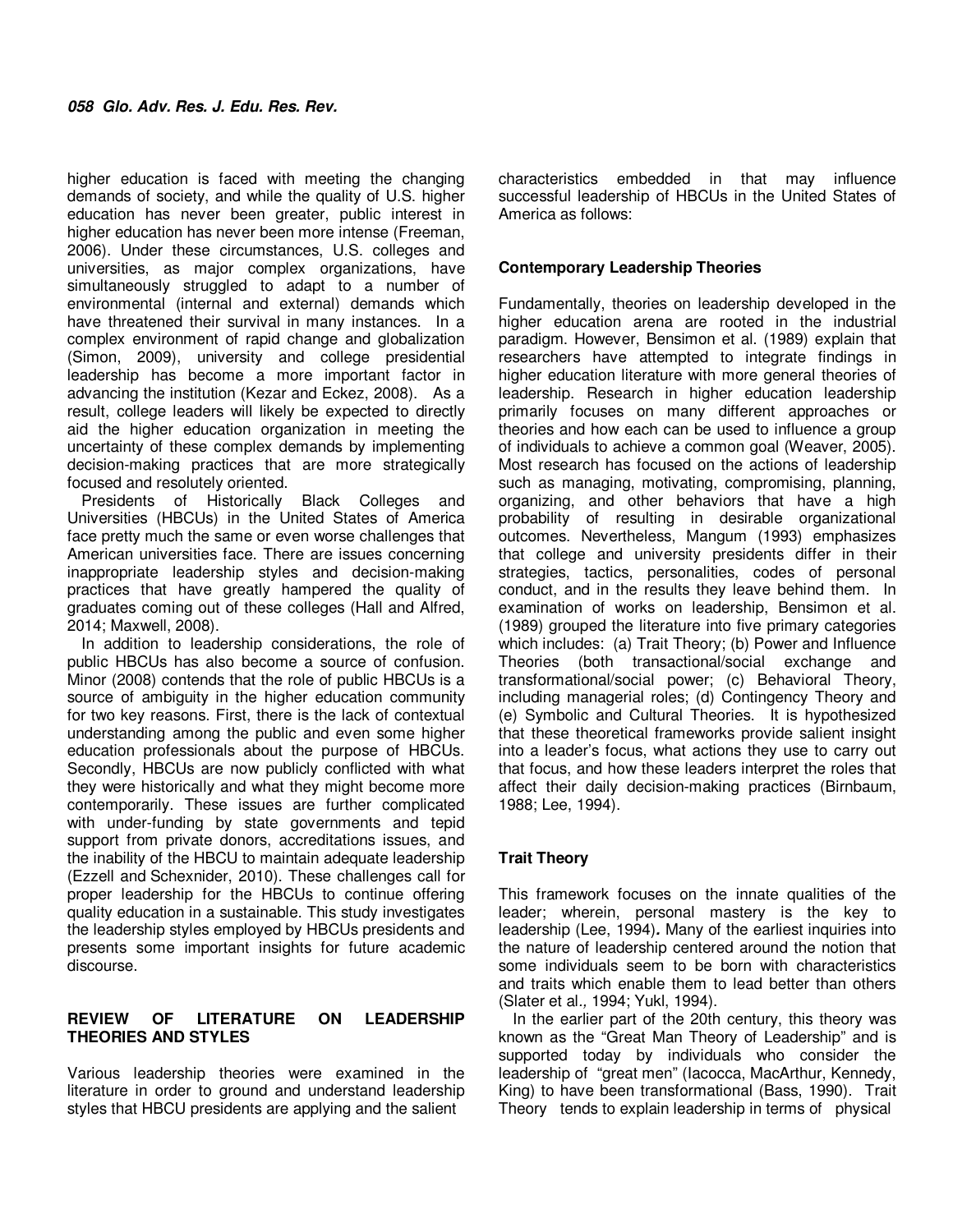higher education is faced with meeting the changing demands of society, and while the quality of U.S. higher education has never been greater, public interest in higher education has never been more intense (Freeman, 2006). Under these circumstances, U.S. colleges and universities, as major complex organizations, have simultaneously struggled to adapt to a number of environmental (internal and external) demands which have threatened their survival in many instances. In a complex environment of rapid change and globalization (Simon, 2009), university and college presidential leadership has become a more important factor in advancing the institution (Kezar and Eckez, 2008). As a result, college leaders will likely be expected to directly aid the higher education organization in meeting the uncertainty of these complex demands by implementing decision-making practices that are more strategically focused and resolutely oriented.

Presidents of Historically Black Colleges and Universities (HBCUs) in the United States of America face pretty much the same or even worse challenges that American universities face. There are issues concerning inappropriate leadership styles and decision-making practices that have greatly hampered the quality of graduates coming out of these colleges (Hall and Alfred, 2014; Maxwell, 2008).

In addition to leadership considerations, the role of public HBCUs has also become a source of confusion. Minor (2008) contends that the role of public HBCUs is a source of ambiguity in the higher education community for two key reasons. First, there is the lack of contextual understanding among the public and even some higher education professionals about the purpose of HBCUs. Secondly, HBCUs are now publicly conflicted with what they were historically and what they might become more contemporarily. These issues are further complicated with under-funding by state governments and tepid support from private donors, accreditations issues, and the inability of the HBCU to maintain adequate leadership (Ezzell and Schexnider, 2010). These challenges call for proper leadership for the HBCUs to continue offering quality education in a sustainable. This study investigates the leadership styles employed by HBCUs presidents and presents some important insights for future academic discourse.

## REVIEW OF LITERATURE ON LEADERSHIP THEORIES AND STYLES

Various leadership theories were examined in the literature in order to ground and understand leadership styles that HBCU presidents are applying and the salient characteristics embedded in that may influence successful leadership of HBCUs in the United States of America as follows:

### Contemporary Leadership Theories

Fundamentally, theories on leadership developed in the higher education arena are rooted in the industrial paradigm. However, Bensimon et al. (1989) explain that researchers have attempted to integrate findings in higher education literature with more general theories of leadership. Research in higher education leadership primarily focuses on many different approaches or theories and how each can be used to influence a group of individuals to achieve a common goal (Weaver, 2005). Most research has focused on the actions of leadership such as managing, motivating, compromising, planning, organizing, and other behaviors that have a high probability of resulting in desirable organizational outcomes. Nevertheless, Mangum (1993) emphasizes that college and university presidents differ in their strategies, tactics, personalities, codes of personal conduct, and in the results they leave behind them. In examination of works on leadership, Bensimon et al. (1989) grouped the literature into five primary categories which includes: (a) Trait Theory; (b) Power and Influence Theories (both transactional/social exchange and transformational/social power; (c) Behavioral Theory, including managerial roles; (d) Contingency Theory and (e) Symbolic and Cultural Theories. It is hypothesized that these theoretical frameworks provide salient insight into a leader's focus, what actions they use to carry out that focus, and how these leaders interpret the roles that affect their daily decision-making practices (Birnbaum, 1988; Lee, 1994).

### Trait Theory

This framework focuses on the innate qualities of the leader; wherein, personal mastery is the key to leadership (Lee, 1994)**.** Many of the earliest inquiries into the nature of leadership centered around the notion that some individuals seem to be born with characteristics and traits which enable them to lead better than others (Slater et al*.,* 1994; Yukl, 1994).

In the earlier part of the 20th century, this theory was known as the "Great Man Theory of Leadership" and is supported today by individuals who consider the leadership of "great men" (Iacocca, MacArthur, Kennedy, King) to have been transformational (Bass, 1990). Trait Theory tends to explain leadership in terms of physical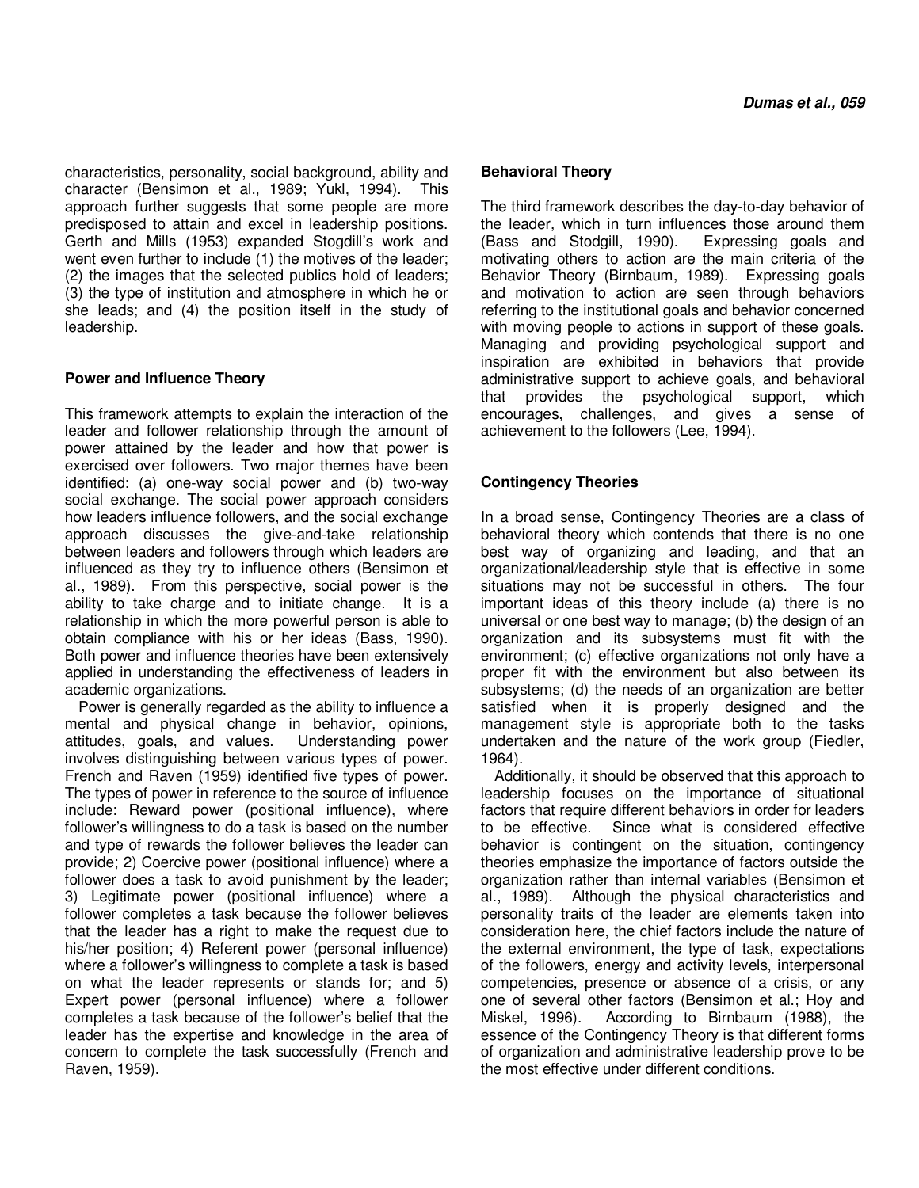characteristics, personality, social background, ability and character (Bensimon et al., 1989; Yukl, 1994). This approach further suggests that some people are more predisposed to attain and excel in leadership positions. Gerth and Mills (1953) expanded Stogdill's work and went even further to include (1) the motives of the leader; (2) the images that the selected publics hold of leaders; (3) the type of institution and atmosphere in which he or she leads; and (4) the position itself in the study of leadership.

**Power and Influence Theory**

This framework attempts to explain the interaction of the leader and follower relationship through the amount of power attained by the leader and how that power is exercised over followers. Two major themes have been identified: (a) one-way social power and (b) two-way social exchange. The social power approach considers how leaders influence followers, and the social exchange approach discusses the give-and-take relationship between leaders and followers through which leaders are influenced as they try to influence others (Bensimon et al., 1989). From this perspective, social power is the ability to take charge and to initiate change. It is a relationship in which the more powerful person is able to obtain compliance with his or her ideas (Bass, 1990). Both power and influence theories have been extensively applied in understanding the effectiveness of leaders in academic organizations.

Power is generally regarded as the ability to influence a mental and physical change in behavior, opinions, attitudes, goals, and values. Understanding power involves distinguishing between various types of power. French and Raven (1959) identified five types of power. The types of power in reference to the source of influence include: Reward power (positional influence), where follower's willingness to do a task is based on the number and type of rewards the follower believes the leader can provide; 2) Coercive power (positional influence) where a follower does a task to avoid punishment by the leader; 3) Legitimate power (positional influence) where a follower completes a task because the follower believes that the leader has a right to make the request due to his/her position; 4) Referent power (personal influence) where a follower's willingness to complete a task is based on what the leader represents or stands for; and 5) Expert power (personal influence) where a follower completes a task because of the follower's belief that the leader has the expertise and knowledge in the area of concern to complete the task successfully (French and Raven, 1959).

**Behavioral Theory**

The third framework describes the day-to-day behavior of the leader, which in turn influences those around them (Bass and Stodgill, 1990). Expressing goals and motivating others to action are the main criteria of the Behavior Theory (Birnbaum, 1989). Expressing goals and motivation to action are seen through behaviors referring to the institutional goals and behavior concerned with moving people to actions in support of these goals. Managing and providing psychological support and inspiration are exhibited in behaviors that provide administrative support to achieve goals, and behavioral that provides the psychological support, which encourages, challenges, and gives a sense of achievement to the followers (Lee, 1994).

**Contingency Theories**

In a broad sense, Contingency Theories are a class of behavioral theory which contends that there is no one best way of organizing and leading, and that an organizational/leadership style that is effective in some situations may not be successful in others. The four important ideas of this theory include (a) there is no universal or one best way to manage; (b) the design of an organization and its subsystems must fit with the environment; (c) effective organizations not only have a proper fit with the environment but also between its subsystems; (d) the needs of an organization are better satisfied when it is properly designed and the management style is appropriate both to the tasks undertaken and the nature of the work group (Fiedler, 1964).

Additionally, it should be observed that this approach to leadership focuses on the importance of situational factors that require different behaviors in order for leaders to be effective. Since what is considered effective behavior is contingent on the situation, contingency theories emphasize the importance of factors outside the organization rather than internal variables (Bensimon et al., 1989). Although the physical characteristics and personality traits of the leader are elements taken into consideration here, the chief factors include the nature of the external environment, the type of task, expectations of the followers, energy and activity levels, interpersonal competencies, presence or absence of a crisis, or any one of several other factors (Bensimon et al.; Hoy and Miskel, 1996). According to Birnbaum (1988), the essence of the Contingency Theory is that different forms of organization and administrative leadership prove to be the most effective under different conditions.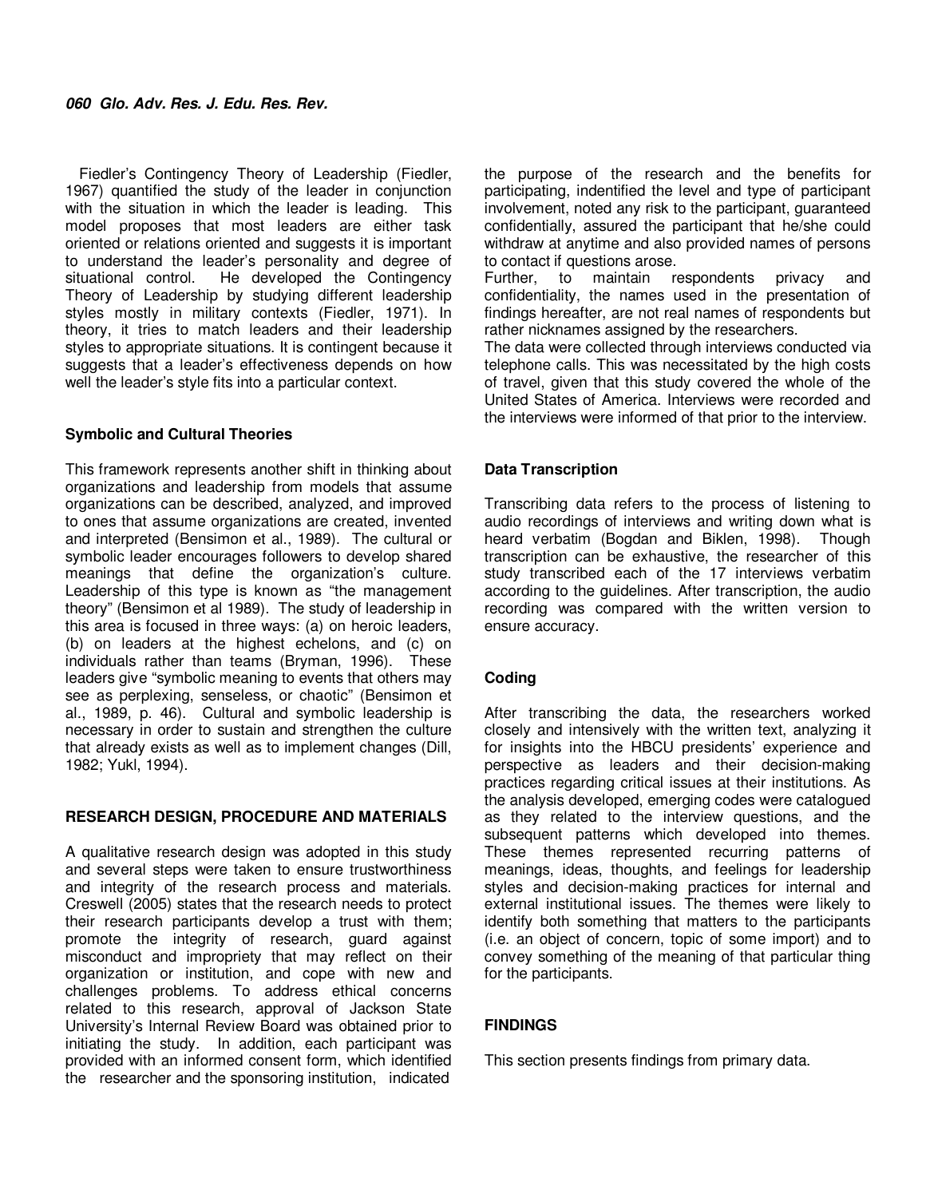Fiedler's Contingency Theory of Leadership (Fiedler, 1967) quantified the study of the leader in conjunction with the situation in which the leader is leading. This model proposes that most leaders are either task oriented or relations oriented and suggests it is important to understand the leader's personality and degree of situational control. He developed the Contingency Theory of Leadership by studying different leadership styles mostly in military contexts (Fiedler, 1971). In theory, it tries to match leaders and their leadership styles to appropriate situations. It is contingent because it suggests that a leader's effectiveness depends on how well the leader's style fits into a particular context.

### Symbolic and Cultural Theories

This framework represents another shift in thinking about organizations and leadership from models that assume organizations can be described, analyzed, and improved to ones that assume organizations are created, invented and interpreted (Bensimon et al., 1989). The cultural or symbolic leader encourages followers to develop shared meanings that define the organization's culture. Leadership of this type is known as "the management theory" (Bensimon et al 1989). The study of leadership in this area is focused in three ways: (a) on heroic leaders, (b) on leaders at the highest echelons, and (c) on individuals rather than teams (Bryman, 1996). These leaders give "symbolic meaning to events that others may see as perplexing, senseless, or chaotic" (Bensimon et al., 1989, p. 46). Cultural and symbolic leadership is necessary in order to sustain and strengthen the culture that already exists as well as to implement changes (Dill, 1982; Yukl, 1994).

## RESEARCH DESIGN, PROCEDURE AND MATERIALS

A qualitative research design was adopted in this study and several steps were taken to ensure trustworthiness and integrity of the research process and materials. Creswell (2005) states that the research needs to protect their research participants develop a trust with them; promote the integrity of research, guard against misconduct and impropriety that may reflect on their organization or institution, and cope with new and challenges problems. To address ethical concerns related to this research, approval of Jackson State University's Internal Review Board was obtained prior to initiating the study. In addition, each participant was provided with an informed consent form, which identified the researcher and the sponsoring institution, indicated the purpose of the research and the benefits for participating, indentified the level and type of participant involvement, noted any risk to the participant, guaranteed confidentially, assured the participant that he/she could withdraw at anytime and also provided names of persons to contact if questions arose.

Further, to maintain respondents privacy and confidentiality, the names used in the presentation of findings hereafter, are not real names of respondents but rather nicknames assigned by the researchers.

The data were collected through interviews conducted via telephone calls. This was necessitated by the high costs of travel, given that this study covered the whole of the United States of America. Interviews were recorded and the interviews were informed of that prior to the interview.

### Data Transcription

Transcribing data refers to the process of listening to audio recordings of interviews and writing down what is heard verbatim (Bogdan and Biklen, 1998). Though transcription can be exhaustive, the researcher of this study transcribed each of the 17 interviews verbatim according to the guidelines. After transcription, the audio recording was compared with the written version to ensure accuracy.

### Coding

After transcribing the data, the researchers worked closely and intensively with the written text, analyzing it for insights into the HBCU presidents' experience and perspective as leaders and their decision-making practices regarding critical issues at their institutions. As the analysis developed, emerging codes were catalogued as they related to the interview questions, and the subsequent patterns which developed into themes. These themes represented recurring patterns of meanings, ideas, thoughts, and feelings for leadership styles and decision-making practices for internal and external institutional issues. The themes were likely to identify both something that matters to the participants (i.e. an object of concern, topic of some import) and to convey something of the meaning of that particular thing for the participants.

## FINDINGS

This section presents findings from primary data.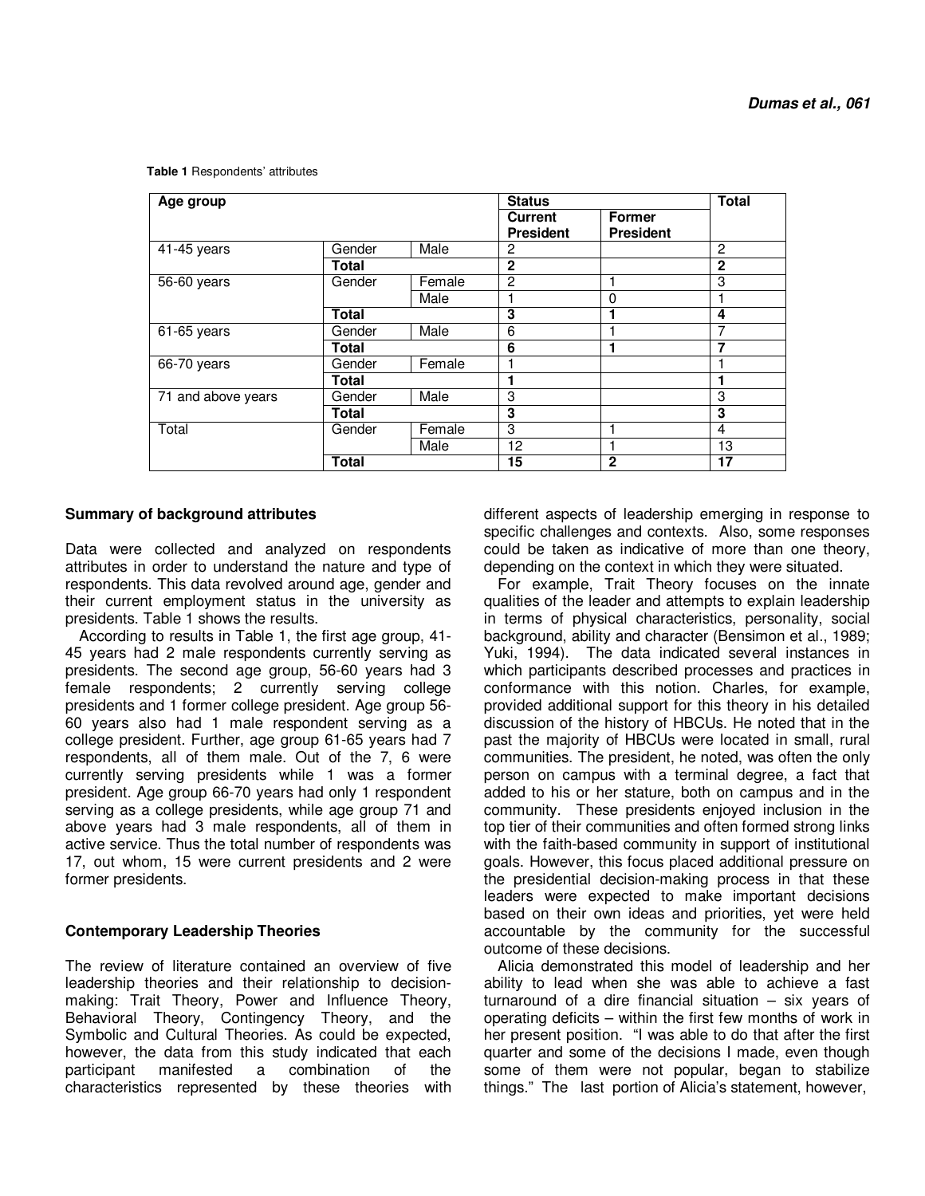**Table 1** Respondents' attributes

| Age group | | | Status | | Total |
|---|---|---|---|---|---|
| | | | Current President | Former President | |
| 41-45 years | Gender | Male | 2 | | 2 |
| | **Total** | | **2** | | **2** |
| 56-60 years | Gender | Female | 2 | 1 | 3 |
| | | Male | 1 | 0 | 1 |
| | **Total** | | **3** | **1** | **4** |
| 61-65 years | Gender | Male | 6 | 1 | 7 |
| | **Total** | | **6** | **1** | **7** |
| 66-70 years | Gender | Female | 1 | | 1 |
| | **Total** | | **1** | | **1** |
| 71 and above years | Gender | Male | 3 | | 3 |
| | **Total** | | **3** | | **3** |
| Total | Gender | Female | 3 | 1 | 4 |
| | | Male | 12 | 1 | 13 |
| | **Total** | | **15** | **2** | **17** |

### Summary of background attributes

Data were collected and analyzed on respondents attributes in order to understand the nature and type of respondents. This data revolved around age, gender and their current employment status in the university as presidents. Table 1 shows the results.

According to results in Table 1, the first age group, 41-45 years had 2 male respondents currently serving as presidents. The second age group, 56-60 years had 3 female respondents; 2 currently serving college presidents and 1 former college president. Age group 56-60 years also had 1 male respondent serving as a college president. Further, age group 61-65 years had 7 respondents, all of them male. Out of the 7, 6 were currently serving presidents while 1 was a former president. Age group 66-70 years had only 1 respondent serving as a college presidents, while age group 71 and above years had 3 male respondents, all of them in active service. Thus the total number of respondents was 17, out whom, 15 were current presidents and 2 were former presidents.

### Contemporary Leadership Theories

The review of literature contained an overview of five leadership theories and their relationship to decision-making: Trait Theory, Power and Influence Theory, Behavioral Theory, Contingency Theory, and the Symbolic and Cultural Theories. As could be expected, however, the data from this study indicated that each participant manifested a combination of the characteristics represented by these theories with different aspects of leadership emerging in response to specific challenges and contexts. Also, some responses could be taken as indicative of more than one theory, depending on the context in which they were situated.

For example, Trait Theory focuses on the innate qualities of the leader and attempts to explain leadership in terms of physical characteristics, personality, social background, ability and character (Bensimon et al., 1989; Yuki, 1994). The data indicated several instances in which participants described processes and practices in conformance with this notion. Charles, for example, provided additional support for this theory in his detailed discussion of the history of HBCUs. He noted that in the past the majority of HBCUs were located in small, rural communities. The president, he noted, was often the only person on campus with a terminal degree, a fact that added to his or her stature, both on campus and in the community. These presidents enjoyed inclusion in the top tier of their communities and often formed strong links with the faith-based community in support of institutional goals. However, this focus placed additional pressure on the presidential decision-making process in that these leaders were expected to make important decisions based on their own ideas and priorities, yet were held accountable by the community for the successful outcome of these decisions.

Alicia demonstrated this model of leadership and her ability to lead when she was able to achieve a fast turnaround of a dire financial situation – six years of operating deficits – within the first few months of work in her present position. "I was able to do that after the first quarter and some of the decisions I made, even though some of them were not popular, began to stabilize things." The last portion of Alicia's statement, however,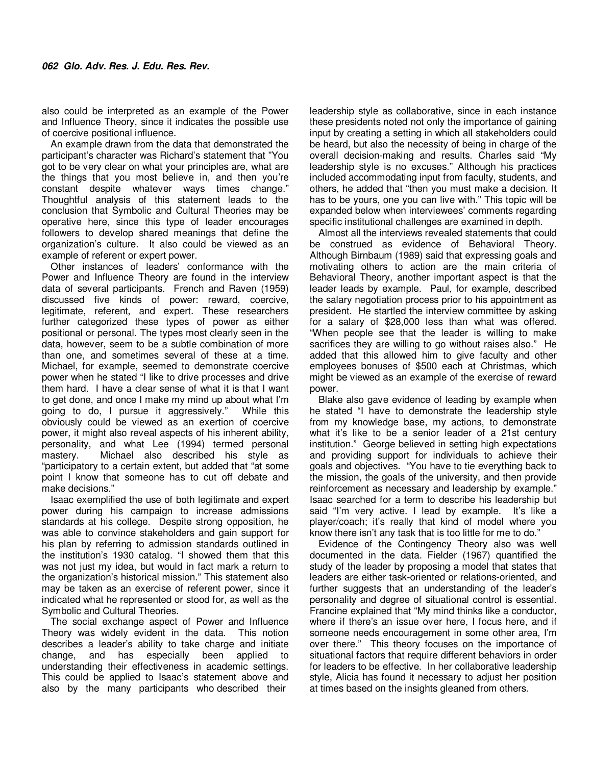also could be interpreted as an example of the Power and Influence Theory, since it indicates the possible use of coercive positional influence.

An example drawn from the data that demonstrated the participant's character was Richard's statement that "You got to be very clear on what your principles are, what are the things that you most believe in, and then you're constant despite whatever ways times change." Thoughtful analysis of this statement leads to the conclusion that Symbolic and Cultural Theories may be operative here, since this type of leader encourages followers to develop shared meanings that define the organization's culture. It also could be viewed as an example of referent or expert power.

Other instances of leaders' conformance with the Power and Influence Theory are found in the interview data of several participants. French and Raven (1959) discussed five kinds of power: reward, coercive, legitimate, referent, and expert. These researchers further categorized these types of power as either positional or personal. The types most clearly seen in the data, however, seem to be a subtle combination of more than one, and sometimes several of these at a time. Michael, for example, seemed to demonstrate coercive power when he stated "I like to drive processes and drive them hard. I have a clear sense of what it is that I want to get done, and once I make my mind up about what I'm going to do, I pursue it aggressively." While this obviously could be viewed as an exertion of coercive power, it might also reveal aspects of his inherent ability, personality, and what Lee (1994) termed personal mastery. Michael also described his style as "participatory to a certain extent, but added that "at some point I know that someone has to cut off debate and make decisions."

Isaac exemplified the use of both legitimate and expert power during his campaign to increase admissions standards at his college. Despite strong opposition, he was able to convince stakeholders and gain support for his plan by referring to admission standards outlined in the institution's 1930 catalog. "I showed them that this was not just my idea, but would in fact mark a return to the organization's historical mission." This statement also may be taken as an exercise of referent power, since it indicated what he represented or stood for, as well as the Symbolic and Cultural Theories.

The social exchange aspect of Power and Influence Theory was widely evident in the data. This notion describes a leader's ability to take charge and initiate change, and has especially been applied to understanding their effectiveness in academic settings. This could be applied to Isaac's statement above and also by the many participants who described their leadership style as collaborative, since in each instance these presidents noted not only the importance of gaining input by creating a setting in which all stakeholders could be heard, but also the necessity of being in charge of the overall decision-making and results. Charles said "My leadership style is no excuses." Although his practices included accommodating input from faculty, students, and others, he added that "then you must make a decision. It has to be yours, one you can live with." This topic will be expanded below when interviewees' comments regarding specific institutional challenges are examined in depth.

Almost all the interviews revealed statements that could be construed as evidence of Behavioral Theory. Although Birnbaum (1989) said that expressing goals and motivating others to action are the main criteria of Behavioral Theory, another important aspect is that the leader leads by example. Paul, for example, described the salary negotiation process prior to his appointment as president. He startled the interview committee by asking for a salary of $28,000 less than what was offered. "When people see that the leader is willing to make sacrifices they are willing to go without raises also." He added that this allowed him to give faculty and other employees bonuses of $500 each at Christmas, which might be viewed as an example of the exercise of reward power.

Blake also gave evidence of leading by example when he stated "I have to demonstrate the leadership style from my knowledge base, my actions, to demonstrate what it's like to be a senior leader of a 21st century institution." George believed in setting high expectations and providing support for individuals to achieve their goals and objectives. "You have to tie everything back to the mission, the goals of the university, and then provide reinforcement as necessary and leadership by example." Isaac searched for a term to describe his leadership but said "I'm very active. I lead by example. It's like a player/coach; it's really that kind of model where you know there isn't any task that is too little for me to do."

Evidence of the Contingency Theory also was well documented in the data. Fielder (1967) quantified the study of the leader by proposing a model that states that leaders are either task-oriented or relations-oriented, and further suggests that an understanding of the leader's personality and degree of situational control is essential. Francine explained that "My mind thinks like a conductor, where if there's an issue over here, I focus here, and if someone needs encouragement in some other area, I'm over there." This theory focuses on the importance of situational factors that require different behaviors in order for leaders to be effective. In her collaborative leadership style, Alicia has found it necessary to adjust her position at times based on the insights gleaned from others.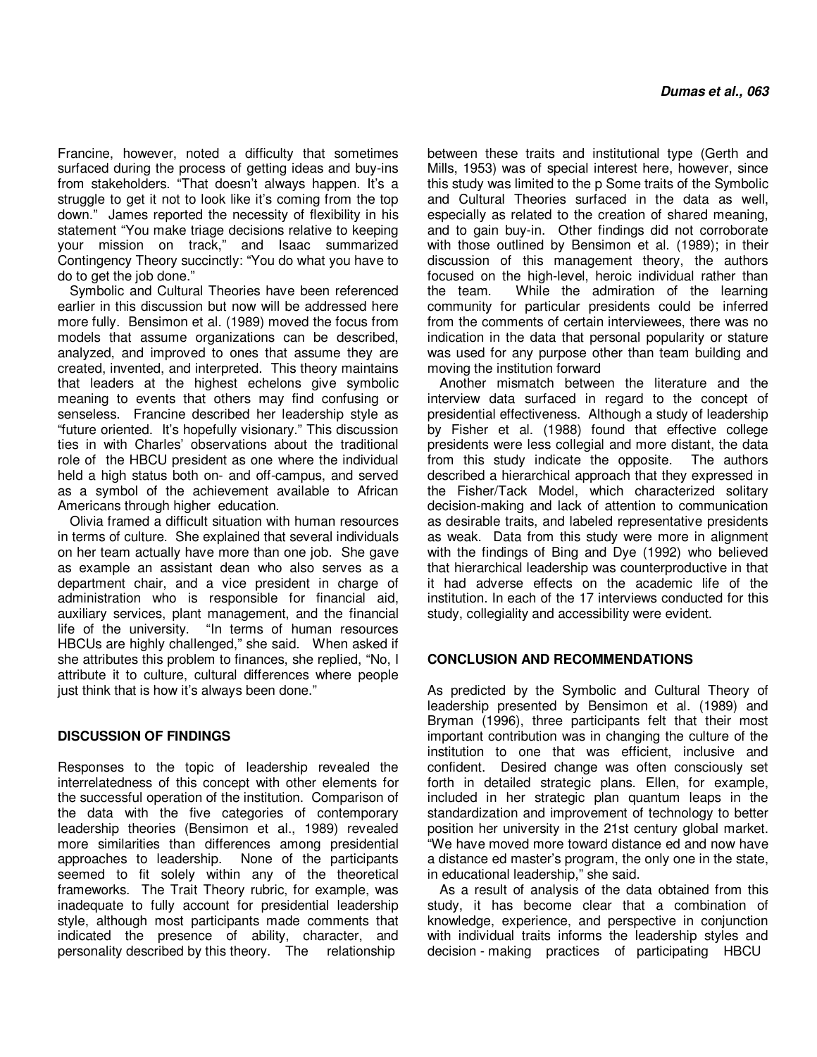Francine, however, noted a difficulty that sometimes surfaced during the process of getting ideas and buy-ins from stakeholders. "That doesn't always happen. It's a struggle to get it not to look like it's coming from the top down." James reported the necessity of flexibility in his statement "You make triage decisions relative to keeping your mission on track," and Isaac summarized Contingency Theory succinctly: "You do what you have to do to get the job done."

Symbolic and Cultural Theories have been referenced earlier in this discussion but now will be addressed here more fully. Bensimon et al. (1989) moved the focus from models that assume organizations can be described, analyzed, and improved to ones that assume they are created, invented, and interpreted. This theory maintains that leaders at the highest echelons give symbolic meaning to events that others may find confusing or senseless. Francine described her leadership style as "future oriented. It's hopefully visionary." This discussion ties in with Charles' observations about the traditional role of the HBCU president as one where the individual held a high status both on- and off-campus, and served as a symbol of the achievement available to African Americans through higher education.

Olivia framed a difficult situation with human resources in terms of culture. She explained that several individuals on her team actually have more than one job. She gave as example an assistant dean who also serves as a department chair, and a vice president in charge of administration who is responsible for financial aid, auxiliary services, plant management, and the financial life of the university. "In terms of human resources HBCUs are highly challenged," she said. When asked if she attributes this problem to finances, she replied, "No, I attribute it to culture, cultural differences where people just think that is how it's always been done."

## DISCUSSION OF FINDINGS

Responses to the topic of leadership revealed the interrelatedness of this concept with other elements for the successful operation of the institution. Comparison of the data with the five categories of contemporary leadership theories (Bensimon et al., 1989) revealed more similarities than differences among presidential approaches to leadership. None of the participants seemed to fit solely within any of the theoretical frameworks. The Trait Theory rubric, for example, was inadequate to fully account for presidential leadership style, although most participants made comments that indicated the presence of ability, character, and personality described by this theory. The relationship between these traits and institutional type (Gerth and Mills, 1953) was of special interest here, however, since this study was limited to the p Some traits of the Symbolic and Cultural Theories surfaced in the data as well, especially as related to the creation of shared meaning, and to gain buy-in. Other findings did not corroborate with those outlined by Bensimon et al. (1989); in their discussion of this management theory, the authors focused on the high-level, heroic individual rather than the team. While the admiration of the learning community for particular presidents could be inferred from the comments of certain interviewees, there was no indication in the data that personal popularity or stature was used for any purpose other than team building and moving the institution forward

Another mismatch between the literature and the interview data surfaced in regard to the concept of presidential effectiveness. Although a study of leadership by Fisher et al. (1988) found that effective college presidents were less collegial and more distant, the data from this study indicate the opposite. The authors described a hierarchical approach that they expressed in the Fisher/Tack Model, which characterized solitary decision-making and lack of attention to communication as desirable traits, and labeled representative presidents as weak. Data from this study were more in alignment with the findings of Bing and Dye (1992) who believed that hierarchical leadership was counterproductive in that it had adverse effects on the academic life of the institution. In each of the 17 interviews conducted for this study, collegiality and accessibility were evident.

## CONCLUSION AND RECOMMENDATIONS

As predicted by the Symbolic and Cultural Theory of leadership presented by Bensimon et al. (1989) and Bryman (1996), three participants felt that their most important contribution was in changing the culture of the institution to one that was efficient, inclusive and confident. Desired change was often consciously set forth in detailed strategic plans. Ellen, for example, included in her strategic plan quantum leaps in the standardization and improvement of technology to better position her university in the 21st century global market. "We have moved more toward distance ed and now have a distance ed master's program, the only one in the state, in educational leadership," she said.

As a result of analysis of the data obtained from this study, it has become clear that a combination of knowledge, experience, and perspective in conjunction with individual traits informs the leadership styles and decision - making practices of participating HBCU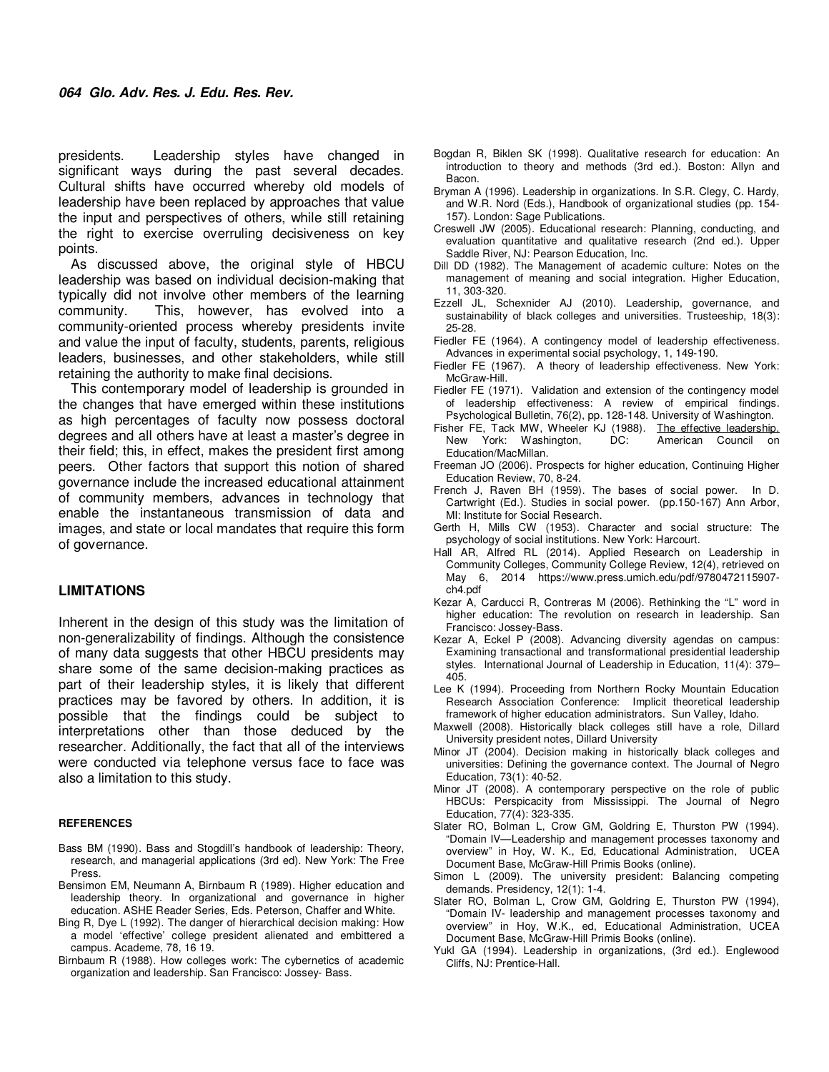presidents. Leadership styles have changed in significant ways during the past several decades. Cultural shifts have occurred whereby old models of leadership have been replaced by approaches that value the input and perspectives of others, while still retaining the right to exercise overruling decisiveness on key points.

As discussed above, the original style of HBCU leadership was based on individual decision-making that typically did not involve other members of the learning community. This, however, has evolved into a community-oriented process whereby presidents invite and value the input of faculty, students, parents, religious leaders, businesses, and other stakeholders, while still retaining the authority to make final decisions.

This contemporary model of leadership is grounded in the changes that have emerged within these institutions as high percentages of faculty now possess doctoral degrees and all others have at least a master's degree in their field; this, in effect, makes the president first among peers. Other factors that support this notion of shared governance include the increased educational attainment of community members, advances in technology that enable the instantaneous transmission of data and images, and state or local mandates that require this form of governance.

## LIMITATIONS

Inherent in the design of this study was the limitation of non-generalizability of findings. Although the consistence of many data suggests that other HBCU presidents may share some of the same decision-making practices as part of their leadership styles, it is likely that different practices may be favored by others. In addition, it is possible that the findings could be subject to interpretations other than those deduced by the researcher. Additionally, the fact that all of the interviews were conducted via telephone versus face to face was also a limitation to this study.

### REFERENCES

Bass BM (1990). Bass and Stogdill's handbook of leadership: Theory, research, and managerial applications (3rd ed). New York: The Free Press.

Bensimon EM, Neumann A, Birnbaum R (1989). Higher education and leadership theory. In organizational and governance in higher education. ASHE Reader Series, Eds. Peterson, Chaffer and White.

Bing R, Dye L (1992). The danger of hierarchical decision making: How a model 'effective' college president alienated and embittered a campus. Academe, 78, 16 19.

Birnbaum R (1988). How colleges work: The cybernetics of academic organization and leadership. San Francisco: Jossey- Bass.

Bogdan R, Biklen SK (1998). Qualitative research for education: An introduction to theory and methods (3rd ed.). Boston: Allyn and Bacon.

Bryman A (1996). Leadership in organizations. In S.R. Clegy, C. Hardy, and W.R. Nord (Eds.), Handbook of organizational studies (pp. 154-157). London: Sage Publications.

Creswell JW (2005). Educational research: Planning, conducting, and evaluation quantitative and qualitative research (2nd ed.). Upper Saddle River, NJ: Pearson Education, Inc.

Dill DD (1982). The Management of academic culture: Notes on the management of meaning and social integration. Higher Education, 11, 303-320.

Ezzell JL, Schexnider AJ (2010). Leadership, governance, and sustainability of black colleges and universities. Trusteeship, 18(3): 25-28.

Fiedler FE (1964). A contingency model of leadership effectiveness. Advances in experimental social psychology, 1, 149-190.

Fiedler FE (1967). A theory of leadership effectiveness. New York: McGraw-Hill.

Fiedler FE (1971). Validation and extension of the contingency model of leadership effectiveness: A review of empirical findings. Psychological Bulletin, 76(2), pp. 128-148. University of Washington.

Fisher FE, Tack MW, Wheeler KJ (1988). The effective leadership. New York: Washington, DC: American Council on Education/MacMillan.

Freeman JO (2006). Prospects for higher education, Continuing Higher Education Review, 70, 8-24.

French J, Raven BH (1959). The bases of social power. In D. Cartwright (Ed.). Studies in social power. (pp.150-167) Ann Arbor, MI: Institute for Social Research.

Gerth H, Mills CW (1953). Character and social structure: The psychology of social institutions. New York: Harcourt.

Hall AR, Alfred RL (2014). Applied Research on Leadership in Community Colleges, Community College Review, 12(4), retrieved on May 6, 2014 https://www.press.umich.edu/pdf/9780472115907-ch4.pdf

Kezar A, Carducci R, Contreras M (2006). Rethinking the "L" word in higher education: The revolution on research in leadership. San Francisco: Jossey-Bass.

Kezar A, Eckel P (2008). Advancing diversity agendas on campus: Examining transactional and transformational presidential leadership styles. International Journal of Leadership in Education, 11(4): 379–405.

Lee K (1994). Proceeding from Northern Rocky Mountain Education Research Association Conference: Implicit theoretical leadership framework of higher education administrators. Sun Valley, Idaho.

Maxwell (2008). Historically black colleges still have a role, Dillard University president notes, Dillard University

Minor JT (2004). Decision making in historically black colleges and universities: Defining the governance context. The Journal of Negro Education, 73(1): 40-52.

Minor JT (2008). A contemporary perspective on the role of public HBCUs: Perspicacity from Mississippi. The Journal of Negro Education, 77(4): 323-335.

Slater RO, Bolman L, Crow GM, Goldring E, Thurston PW (1994). "Domain IV—Leadership and management processes taxonomy and overview" in Hoy, W. K., Ed, Educational Administration, UCEA Document Base, McGraw-Hill Primis Books (online).

Simon L (2009). The university president: Balancing competing demands. Presidency, 12(1): 1-4.

Slater RO, Bolman L, Crow GM, Goldring E, Thurston PW (1994), "Domain IV- leadership and management processes taxonomy and overview" in Hoy, W.K., ed, Educational Administration, UCEA Document Base, McGraw-Hill Primis Books (online).

Yukl GA (1994). Leadership in organizations, (3rd ed.). Englewood Cliffs, NJ: Prentice-Hall.